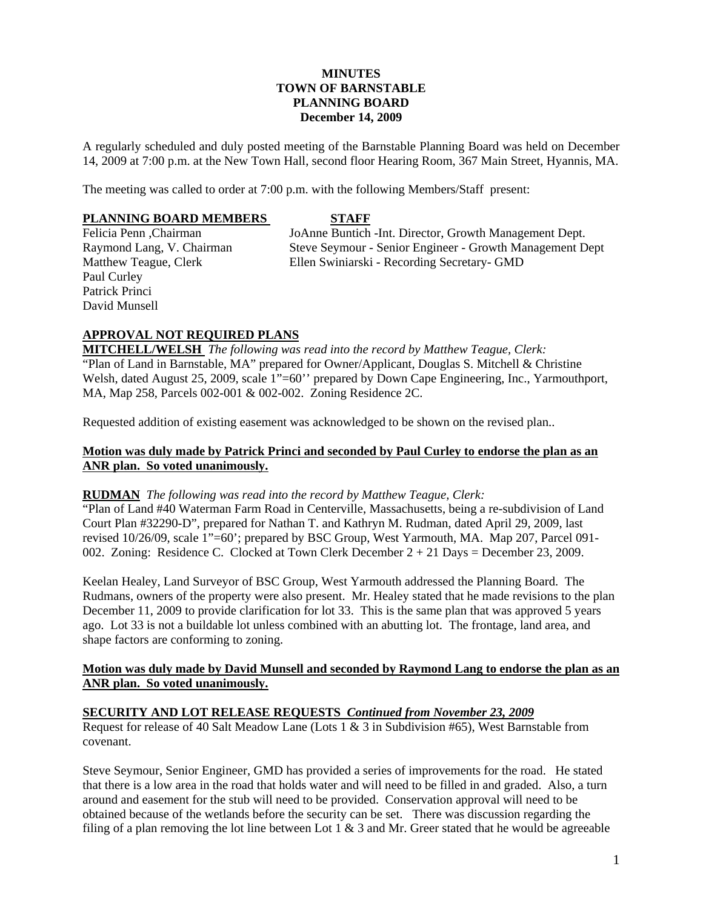# MINUTES
# TOWN OF BARNSTABLE
# PLANNING BOARD
## December 14, 2009

A regularly scheduled and duly posted meeting of the Barnstable Planning Board was held on December 14, 2009 at 7:00 p.m. at the New Town Hall, second floor Hearing Room, 367 Main Street, Hyannis, MA.

The meeting was called to order at 7:00 p.m. with the following Members/Staff present:

| PLANNING BOARD MEMBERS | STAFF |
|---|---|
| Felicia Penn ,Chairman | JoAnne Buntich -Int. Director, Growth Management Dept. |
| Raymond Lang, V. Chairman | Steve Seymour - Senior Engineer - Growth Management Dept |
| Matthew Teague, Clerk | Ellen Swiniarski - Recording Secretary- GMD |
| Paul Curley | |
| Patrick Princi | |
| David Munsell | |

**APPROVAL NOT REQUIRED PLANS**

**MITCHELL/WELSH** *The following was read into the record by Matthew Teague, Clerk:*
"Plan of Land in Barnstable, MA" prepared for Owner/Applicant, Douglas S. Mitchell & Christine Welsh, dated August 25, 2009, scale 1"=60'' prepared by Down Cape Engineering, Inc., Yarmouthport, MA, Map 258, Parcels 002-001 & 002-002. Zoning Residence 2C.

Requested addition of existing easement was acknowledged to be shown on the revised plan..

**Motion was duly made by Patrick Princi and seconded by Paul Curley to endorse the plan as an ANR plan. So voted unanimously.**

**RUDMAN** *The following was read into the record by Matthew Teague, Clerk:*
"Plan of Land #40 Waterman Farm Road in Centerville, Massachusetts, being a re-subdivision of Land Court Plan #32290-D", prepared for Nathan T. and Kathryn M. Rudman, dated April 29, 2009, last revised 10/26/09, scale 1"=60'; prepared by BSC Group, West Yarmouth, MA. Map 207, Parcel 091-002. Zoning: Residence C. Clocked at Town Clerk December 2 + 21 Days = December 23, 2009.

Keelan Healey, Land Surveyor of BSC Group, West Yarmouth addressed the Planning Board. The Rudmans, owners of the property were also present. Mr. Healey stated that he made revisions to the plan December 11, 2009 to provide clarification for lot 33. This is the same plan that was approved 5 years ago. Lot 33 is not a buildable lot unless combined with an abutting lot. The frontage, land area, and shape factors are conforming to zoning.

**Motion was duly made by David Munsell and seconded by Raymond Lang to endorse the plan as an ANR plan. So voted unanimously.**

**SECURITY AND LOT RELEASE REQUESTS** ***Continued from November 23, 2009***
Request for release of 40 Salt Meadow Lane (Lots 1 & 3 in Subdivision #65), West Barnstable from covenant.

Steve Seymour, Senior Engineer, GMD has provided a series of improvements for the road. He stated that there is a low area in the road that holds water and will need to be filled in and graded. Also, a turn around and easement for the stub will need to be provided. Conservation approval will need to be obtained because of the wetlands before the security can be set. There was discussion regarding the filing of a plan removing the lot line between Lot 1 & 3 and Mr. Greer stated that he would be agreeable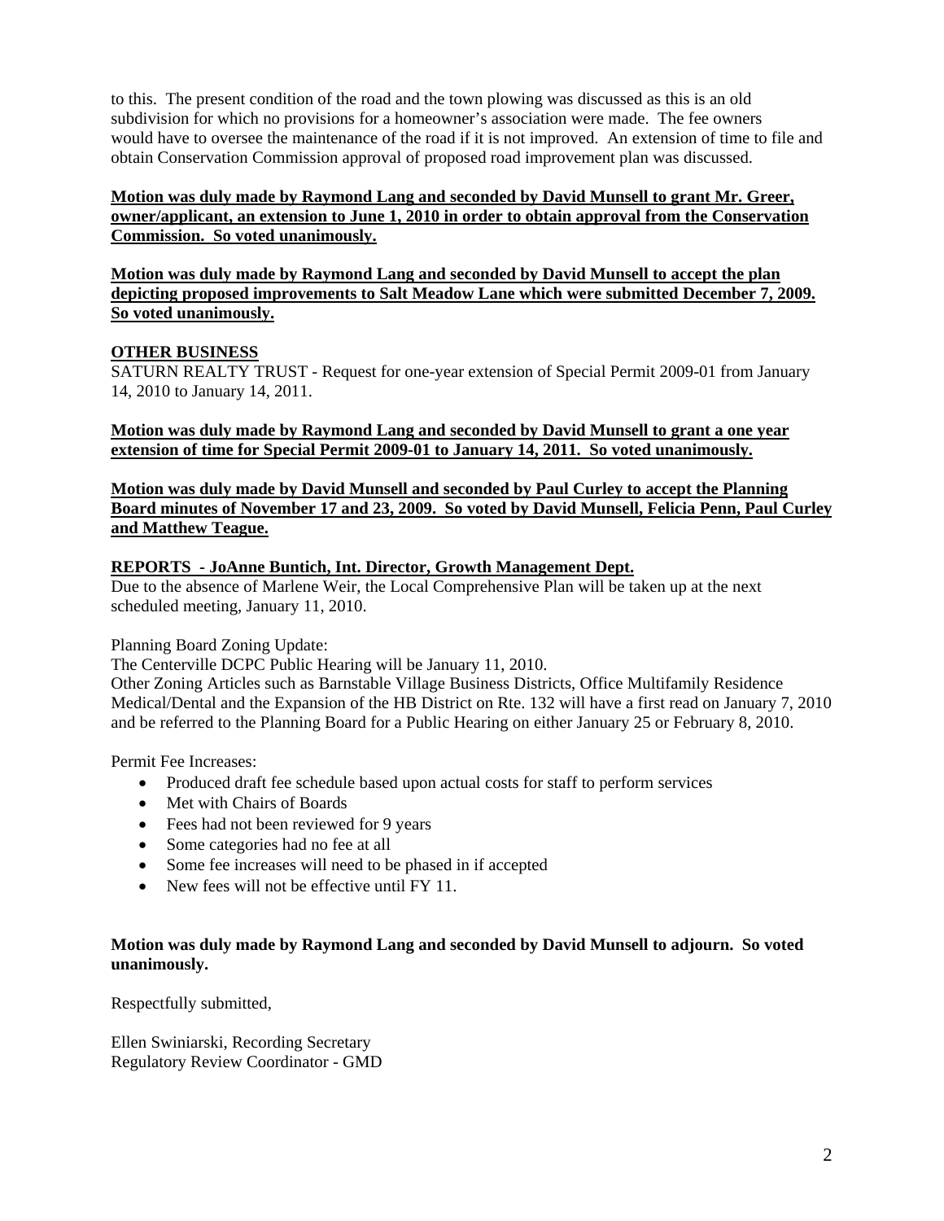to this. The present condition of the road and the town plowing was discussed as this is an old subdivision for which no provisions for a homeowner's association were made. The fee owners would have to oversee the maintenance of the road if it is not improved. An extension of time to file and obtain Conservation Commission approval of proposed road improvement plan was discussed.

**Motion was duly made by Raymond Lang and seconded by David Munsell to grant Mr. Greer, owner/applicant, an extension to June 1, 2010 in order to obtain approval from the Conservation Commission. So voted unanimously.**

**Motion was duly made by Raymond Lang and seconded by David Munsell to accept the plan depicting proposed improvements to Salt Meadow Lane which were submitted December 7, 2009. So voted unanimously.**

**OTHER BUSINESS**

SATURN REALTY TRUST - Request for one-year extension of Special Permit 2009-01 from January 14, 2010 to January 14, 2011.

**Motion was duly made by Raymond Lang and seconded by David Munsell to grant a one year extension of time for Special Permit 2009-01 to January 14, 2011. So voted unanimously.**

**Motion was duly made by David Munsell and seconded by Paul Curley to accept the Planning Board minutes of November 17 and 23, 2009. So voted by David Munsell, Felicia Penn, Paul Curley and Matthew Teague.**

**REPORTS - JoAnne Buntich, Int. Director, Growth Management Dept.**

Due to the absence of Marlene Weir, the Local Comprehensive Plan will be taken up at the next scheduled meeting, January 11, 2010.

Planning Board Zoning Update:

The Centerville DCPC Public Hearing will be January 11, 2010.

Other Zoning Articles such as Barnstable Village Business Districts, Office Multifamily Residence Medical/Dental and the Expansion of the HB District on Rte. 132 will have a first read on January 7, 2010 and be referred to the Planning Board for a Public Hearing on either January 25 or February 8, 2010.

Permit Fee Increases:

- Produced draft fee schedule based upon actual costs for staff to perform services
- Met with Chairs of Boards
- Fees had not been reviewed for 9 years
- Some categories had no fee at all
- Some fee increases will need to be phased in if accepted
- New fees will not be effective until FY 11.

**Motion was duly made by Raymond Lang and seconded by David Munsell to adjourn. So voted unanimously.**

Respectfully submitted,

Ellen Swiniarski, Recording Secretary
Regulatory Review Coordinator - GMD